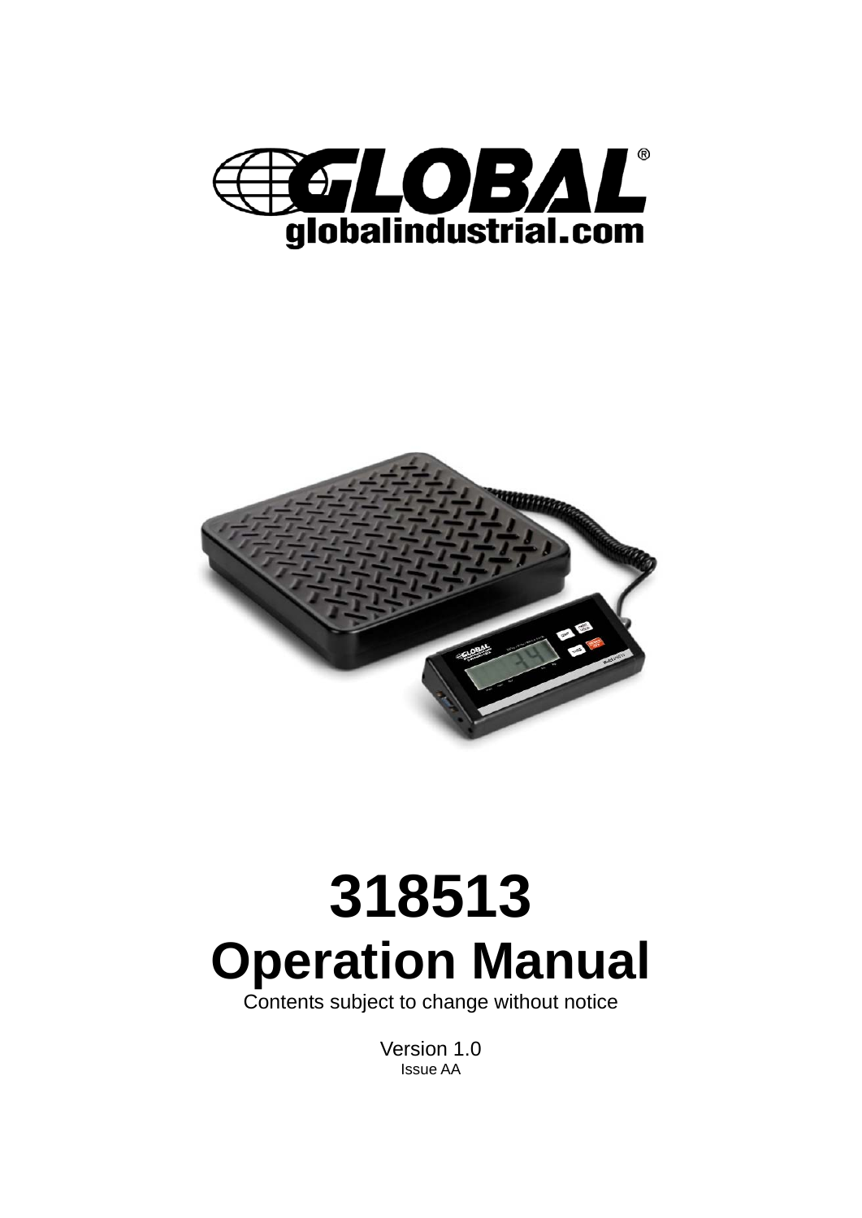GLOBAL®

globalindustrial.com

# 318513

# Operation Manual

Contents subject to change without notice

Version 1.0

Issue AA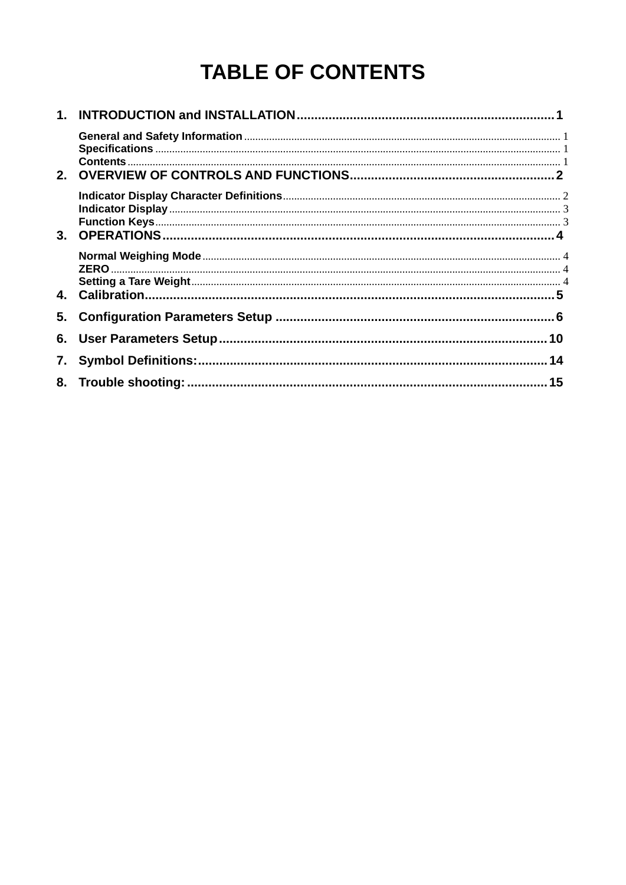# TABLE OF CONTENTS

1. **INTRODUCTION and INSTALLATION........................................................................1**
   - General and Safety Information ........................................................................ 1
   - Specifications ........................................................................ 1
   - Contents ........................................................................ 1
2. **OVERVIEW OF CONTROLS AND FUNCTIONS.........................................................2**
   - Indicator Display Character Definitions ........................................................................ 2
   - Indicator Display ........................................................................ 3
   - Function Keys ........................................................................ 3
3. **OPERATIONS..............................................................................................4**
   - Normal Weighing Mode ........................................................................ 4
   - ZERO ........................................................................ 4
   - Setting a Tare Weight ........................................................................ 4
4. **Calibration...................................................................................................5**
5. **Configuration Parameters Setup ..............................................................................6**
6. **User Parameters Setup.........................................................................................10**
7. **Symbol Definitions:..................................................................................................14**
8. **Trouble shooting: .....................................................................................................15**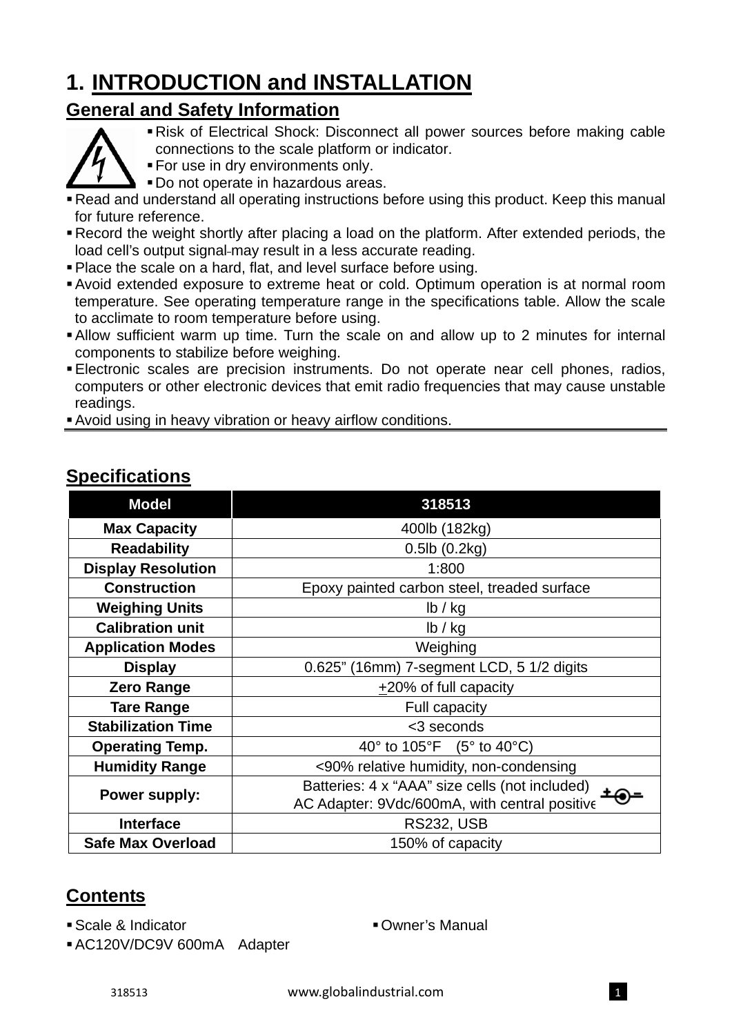# 1. INTRODUCTION and INSTALLATION

## General and Safety Information

- Risk of Electrical Shock: Disconnect all power sources before making cable connections to the scale platform or indicator.
- For use in dry environments only.
- Do not operate in hazardous areas.
- Read and understand all operating instructions before using this product. Keep this manual for future reference.
- Record the weight shortly after placing a load on the platform. After extended periods, the load cell's output signal may result in a less accurate reading.
- Place the scale on a hard, flat, and level surface before using.
- Avoid extended exposure to extreme heat or cold. Optimum operation is at normal room temperature. See operating temperature range in the specifications table. Allow the scale to acclimate to room temperature before using.
- Allow sufficient warm up time. Turn the scale on and allow up to 2 minutes for internal components to stabilize before weighing.
- Electronic scales are precision instruments. Do not operate near cell phones, radios, computers or other electronic devices that emit radio frequencies that may cause unstable readings.
- Avoid using in heavy vibration or heavy airflow conditions.

## Specifications

| Model | 318513 |
|---|---|
| **Max Capacity** | 400lb (182kg) |
| **Readability** | 0.5lb (0.2kg) |
| **Display Resolution** | 1:800 |
| **Construction** | Epoxy painted carbon steel, treaded surface |
| **Weighing Units** | lb / kg |
| **Calibration unit** | lb / kg |
| **Application Modes** | Weighing |
| **Display** | 0.625" (16mm) 7-segment LCD, 5 1/2 digits |
| **Zero Range** | ±20% of full capacity |
| **Tare Range** | Full capacity |
| **Stabilization Time** | <3 seconds |
| **Operating Temp.** | 40° to 105°F (5° to 40°C) |
| **Humidity Range** | <90% relative humidity, non-condensing |
| **Power supply:** | Batteries: 4 x "AAA" size cells (not included)<br>AC Adapter: 9Vdc/600mA, with central positive |
| **Interface** | RS232, USB |
| **Safe Max Overload** | 150% of capacity |

## Contents

- Scale & Indicator
- Owner's Manual
- AC120V/DC9V 600mA Adapter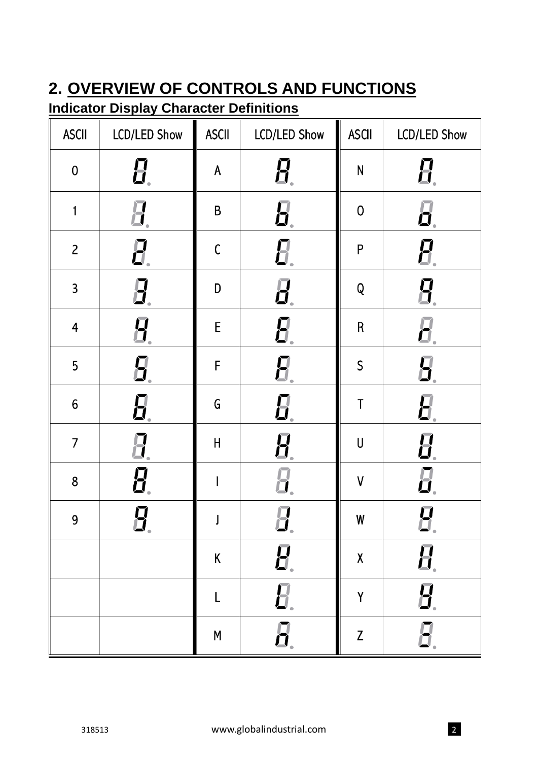## 2. OVERVIEW OF CONTROLS AND FUNCTIONS

### Indicator Display Character Definitions

| ASCII | LCD/LED Show | ASCII | LCD/LED Show | ASCII | LCD/LED Show |
|---|---|---|---|---|---|
| 0 | 0 | A | A | N | n |
| 1 | 1 | B | b | O | o |
| 2 | 2 | C | C | P | P |
| 3 | 3 | D | d | Q | q |
| 4 | 4 | E | E | R | r |
| 5 | 5 | F | F | S | S |
| 6 | 6 | G | G | T | t |
| 7 | 7 | H | H | U | U |
| 8 | 8 | I | I | V | u |
| 9 | 9 | J | J | W | W |
| | | K | K | X | X |
| | | L | L | Y | y |
| | | M | M | Z | Z |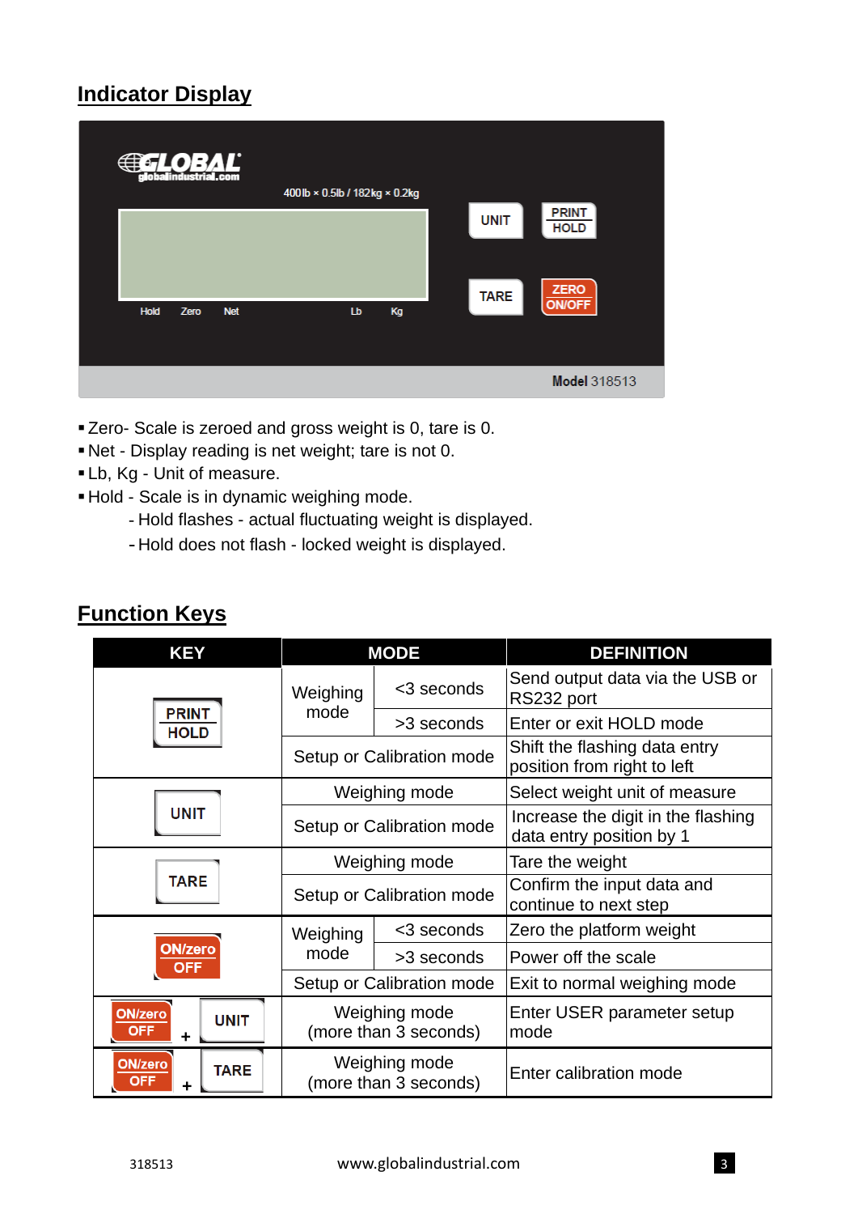## Indicator Display

GLOBAL globalindustrial.com

400lb × 0.5lb / 182kg × 0.2kg

UNIT | PRINT HOLD | TARE | ZERO ON/OFF

Hold Zero Net Lb Kg

**Model** 318513

- Zero- Scale is zeroed and gross weight is 0, tare is 0.
- Net - Display reading is net weight; tare is not 0.
- Lb, Kg - Unit of measure.
- Hold - Scale is in dynamic weighing mode.
  - Hold flashes - actual fluctuating weight is displayed.
  - Hold does not flash - locked weight is displayed.

## Function Keys

| KEY | MODE | | DEFINITION |
|---|---|---|---|
| PRINT HOLD | Weighing mode | <3 seconds | Send output data via the USB or RS232 port |
| | | >3 seconds | Enter or exit HOLD mode |
| | Setup or Calibration mode | | Shift the flashing data entry position from right to left |
| UNIT | Weighing mode | | Select weight unit of measure |
| | Setup or Calibration mode | | Increase the digit in the flashing data entry position by 1 |
| TARE | Weighing mode | | Tare the weight |
| | Setup or Calibration mode | | Confirm the input data and continue to next step |
| ON/zero OFF | Weighing mode | <3 seconds | Zero the platform weight |
| | | >3 seconds | Power off the scale |
| | Setup or Calibration mode | | Exit to normal weighing mode |
| ON/zero OFF + UNIT | Weighing mode (more than 3 seconds) | | Enter USER parameter setup mode |
| ON/zero OFF + TARE | Weighing mode (more than 3 seconds) | | Enter calibration mode |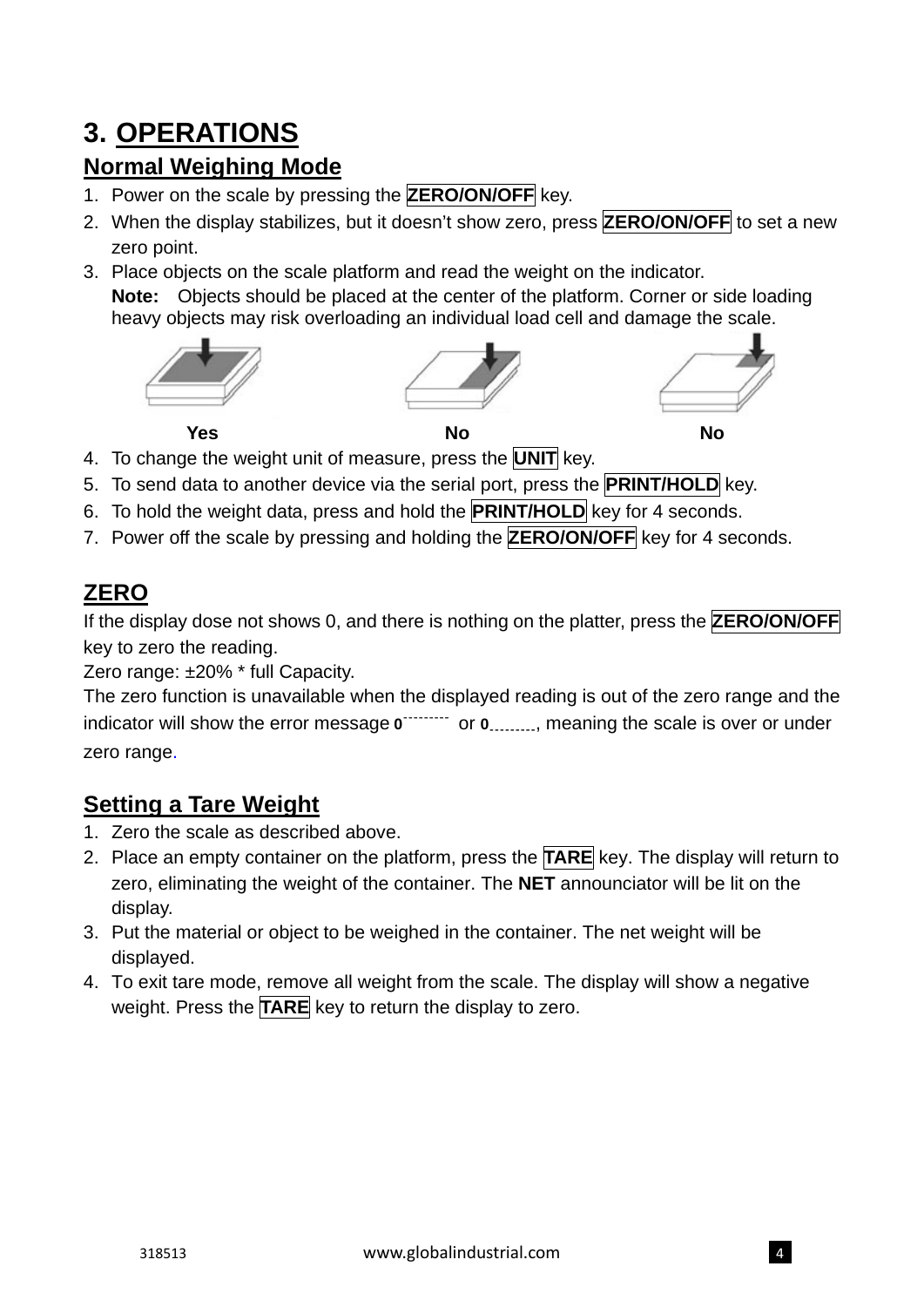# 3. OPERATIONS

## Normal Weighing Mode

1. Power on the scale by pressing the **ZERO/ON/OFF** key.
2. When the display stabilizes, but it doesn't show zero, press **ZERO/ON/OFF** to set a new zero point.
3. Place objects on the scale platform and read the weight on the indicator.
   **Note:** Objects should be placed at the center of the platform. Corner or side loading heavy objects may risk overloading an individual load cell and damage the scale.

   **Yes** **No** **No**

4. To change the weight unit of measure, press the **UNIT** key.
5. To send data to another device via the serial port, press the **PRINT/HOLD** key.
6. To hold the weight data, press and hold the **PRINT/HOLD** key for 4 seconds.
7. Power off the scale by pressing and holding the **ZERO/ON/OFF** key for 4 seconds.

## ZERO

If the display dose not shows 0, and there is nothing on the platter, press the **ZERO/ON/OFF** key to zero the reading.

Zero range: ±20% * full Capacity.

The zero function is unavailable when the displayed reading is out of the zero range and the indicator will show the error message 0‾‾‾‾‾‾‾‾‾ or 0_________, meaning the scale is over or under zero range.

## Setting a Tare Weight

1. Zero the scale as described above.
2. Place an empty container on the platform, press the **TARE** key. The display will return to zero, eliminating the weight of the container. The **NET** announciator will be lit on the display.
3. Put the material or object to be weighed in the container. The net weight will be displayed.
4. To exit tare mode, remove all weight from the scale. The display will show a negative weight. Press the **TARE** key to return the display to zero.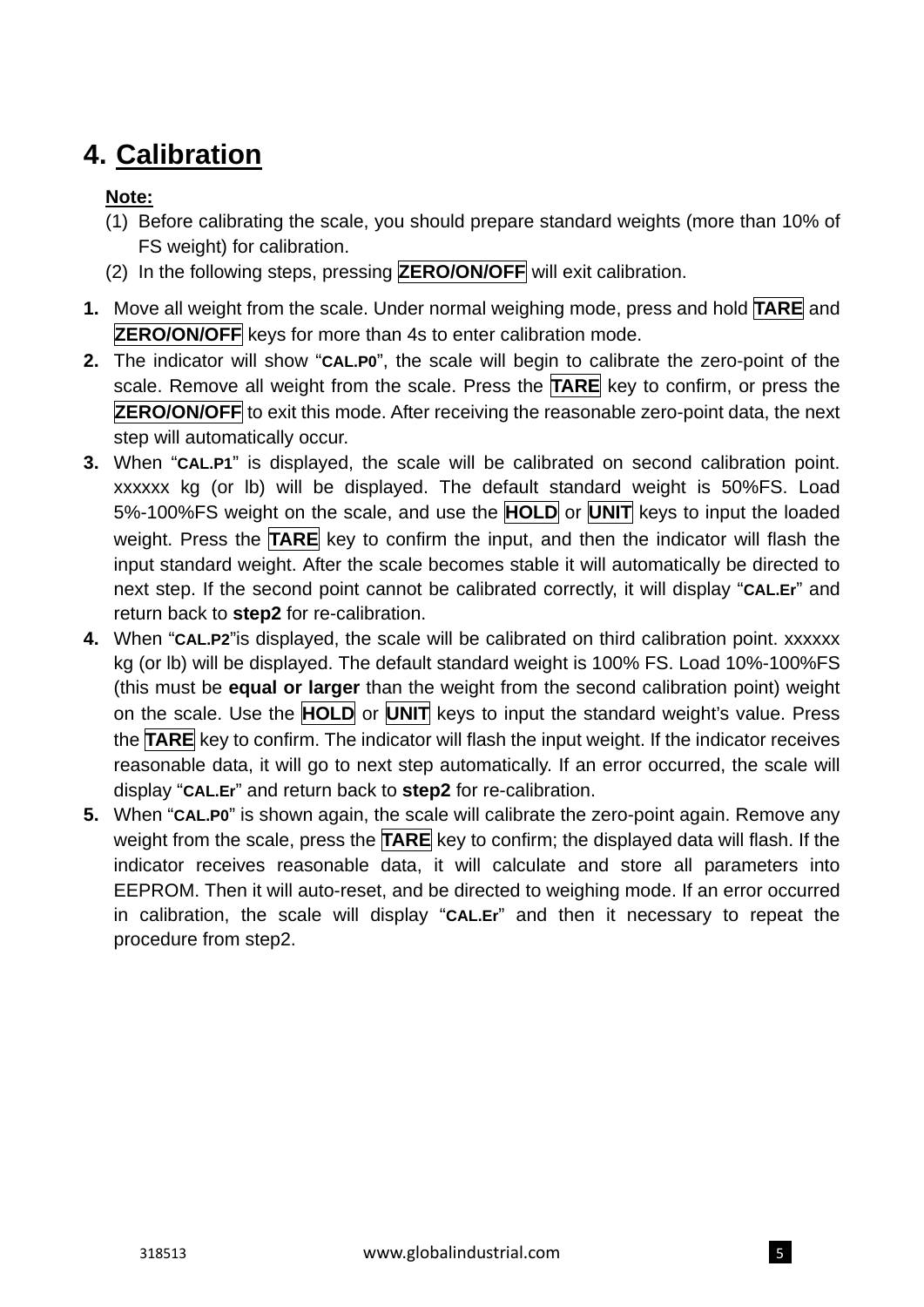# 4. Calibration

**Note:**

(1) Before calibrating the scale, you should prepare standard weights (more than 10% of FS weight) for calibration.

(2) In the following steps, pressing **ZERO/ON/OFF** will exit calibration.

1. Move all weight from the scale. Under normal weighing mode, press and hold **TARE** and **ZERO/ON/OFF** keys for more than 4s to enter calibration mode.
2. The indicator will show "**CAL.P0**", the scale will begin to calibrate the zero-point of the scale. Remove all weight from the scale. Press the **TARE** key to confirm, or press the **ZERO/ON/OFF** to exit this mode. After receiving the reasonable zero-point data, the next step will automatically occur.
3. When "**CAL.P1**" is displayed, the scale will be calibrated on second calibration point. xxxxxx kg (or lb) will be displayed. The default standard weight is 50%FS. Load 5%-100%FS weight on the scale, and use the **HOLD** or **UNIT** keys to input the loaded weight. Press the **TARE** key to confirm the input, and then the indicator will flash the input standard weight. After the scale becomes stable it will automatically be directed to next step. If the second point cannot be calibrated correctly, it will display "**CAL.Er**" and return back to **step2** for re-calibration.
4. When "**CAL.P2**"is displayed, the scale will be calibrated on third calibration point. xxxxxx kg (or lb) will be displayed. The default standard weight is 100% FS. Load 10%-100%FS (this must be **equal or larger** than the weight from the second calibration point) weight on the scale. Use the **HOLD** or **UNIT** keys to input the standard weight's value. Press the **TARE** key to confirm. The indicator will flash the input weight. If the indicator receives reasonable data, it will go to next step automatically. If an error occurred, the scale will display "**CAL.Er**" and return back to **step2** for re-calibration.
5. When "**CAL.P0**" is shown again, the scale will calibrate the zero-point again. Remove any weight from the scale, press the **TARE** key to confirm; the displayed data will flash. If the indicator receives reasonable data, it will calculate and store all parameters into EEPROM. Then it will auto-reset, and be directed to weighing mode. If an error occurred in calibration, the scale will display "**CAL.Er**" and then it necessary to repeat the procedure from step2.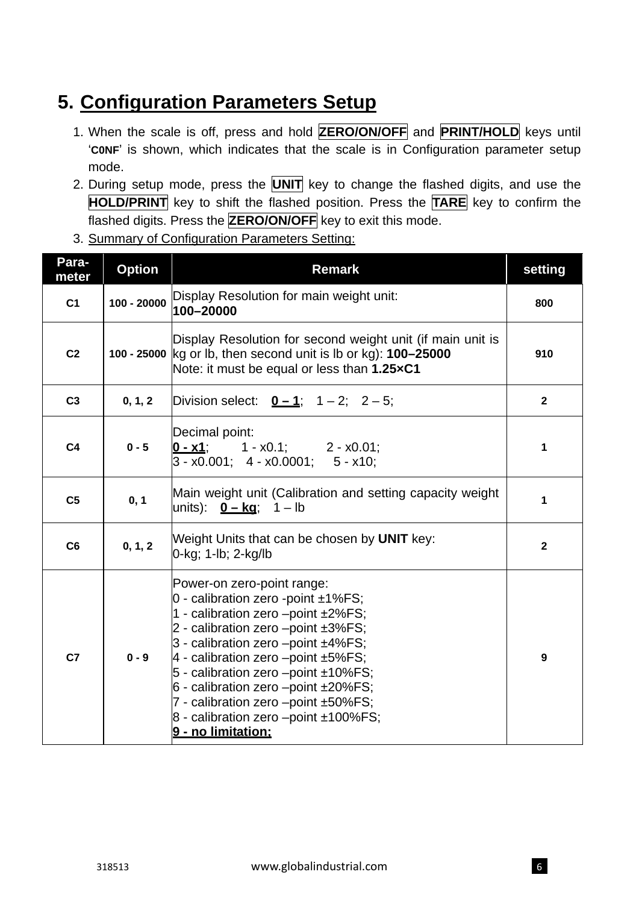## 5. Configuration Parameters Setup

1. When the scale is off, press and hold **ZERO/ON/OFF** and **PRINT/HOLD** keys until '**C0NF**' is shown, which indicates that the scale is in Configuration parameter setup mode.
2. During setup mode, press the **UNIT** key to change the flashed digits, and use the **HOLD/PRINT** key to shift the flashed position. Press the **TARE** key to confirm the flashed digits. Press the **ZERO/ON/OFF** key to exit this mode.
3. Summary of Configuration Parameters Setting:

| Para-meter | Option | Remark | setting |
|---|---|---|---|
| C1 | 100 - 20000 | Display Resolution for main weight unit:<br>**100–20000** | 800 |
| C2 | 100 - 25000 | Display Resolution for second weight unit (if main unit is kg or lb, then second unit is lb or kg): **100–25000**<br>Note: it must be equal or less than **1.25×C1** | 910 |
| C3 | 0, 1, 2 | Division select: **0 – 1**; 1 – 2; 2 – 5; | 2 |
| C4 | 0 - 5 | Decimal point:<br>**0 - x1**; 1 - x0.1; 2 - x0.01;<br>3 - x0.001; 4 - x0.0001; 5 - x10; | 1 |
| C5 | 0, 1 | Main weight unit (Calibration and setting capacity weight units): **0 – kg**; 1 – lb | 1 |
| C6 | 0, 1, 2 | Weight Units that can be chosen by **UNIT** key:<br>0-kg; 1-lb; 2-kg/lb | 2 |
| C7 | 0 - 9 | Power-on zero-point range:<br>0 - calibration zero -point ±1%FS;<br>1 - calibration zero –point ±2%FS;<br>2 - calibration zero –point ±3%FS;<br>3 - calibration zero –point ±4%FS;<br>4 - calibration zero –point ±5%FS;<br>5 - calibration zero –point ±10%FS;<br>6 - calibration zero –point ±20%FS;<br>7 - calibration zero –point ±50%FS;<br>8 - calibration zero –point ±100%FS;<br>**9 - no limitation;** | 9 |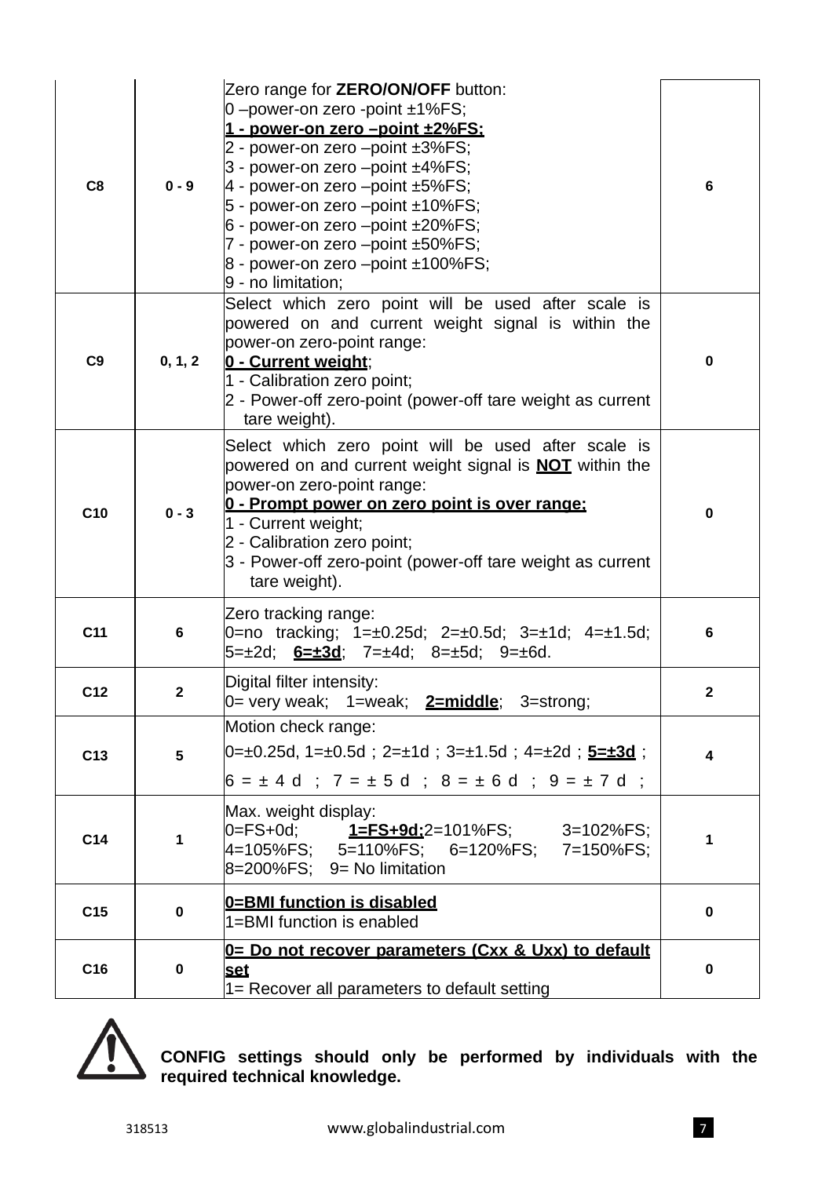| C8 | 0 - 9 | Zero range for **ZERO/ON/OFF** button:<br>0 –power-on zero -point ±1%FS;<br>**1 - power-on zero –point ±2%FS;**<br>2 - power-on zero –point ±3%FS;<br>3 - power-on zero –point ±4%FS;<br>4 - power-on zero –point ±5%FS;<br>5 - power-on zero –point ±10%FS;<br>6 - power-on zero –point ±20%FS;<br>7 - power-on zero –point ±50%FS;<br>8 - power-on zero –point ±100%FS;<br>9 - no limitation; | 6 |
|---|---|---|---|
| C9 | 0, 1, 2 | Select which zero point will be used after scale is powered on and current weight signal is within the power-on zero-point range:<br>**0 - Current weight**;<br>1 - Calibration zero point;<br>2 - Power-off zero-point (power-off tare weight as current tare weight). | 0 |
| C10 | 0 - 3 | Select which zero point will be used after scale is powered on and current weight signal is **NOT** within the power-on zero-point range:<br>**0 - Prompt power on zero point is over range;**<br>1 - Current weight;<br>2 - Calibration zero point;<br>3 - Power-off zero-point (power-off tare weight as current tare weight). | 0 |
| C11 | 6 | Zero tracking range:<br>0=no tracking; 1=±0.25d; 2=±0.5d; 3=±1d; 4=±1.5d; 5=±2d; **6=±3d**; 7=±4d; 8=±5d; 9=±6d. | 6 |
| C12 | 2 | Digital filter intensity:<br>0= very weak; 1=weak; **2=middle**; 3=strong; | 2 |
| C13 | 5 | Motion check range:<br>0=±0.25d, 1=±0.5d；2=±1d；3=±1.5d；4=±2d；**5=±3d**；<br>6 = ± 4 d ； 7 = ± 5 d ； 8 = ± 6 d ； 9 = ± 7 d ； | 4 |
| C14 | 1 | Max. weight display:<br>0=FS+0d; **1=FS+9d;**2=101%FS; 3=102%FS; 4=105%FS; 5=110%FS; 6=120%FS; 7=150%FS; 8=200%FS; 9= No limitation | 1 |
| C15 | 0 | **0=BMI function is disabled**<br>1=BMI function is enabled | 0 |
| C16 | 0 | **0= Do not recover parameters (Cxx & Uxx) to default set**<br>1= Recover all parameters to default setting | 0 |

**CONFIG settings should only be performed by individuals with the required technical knowledge.**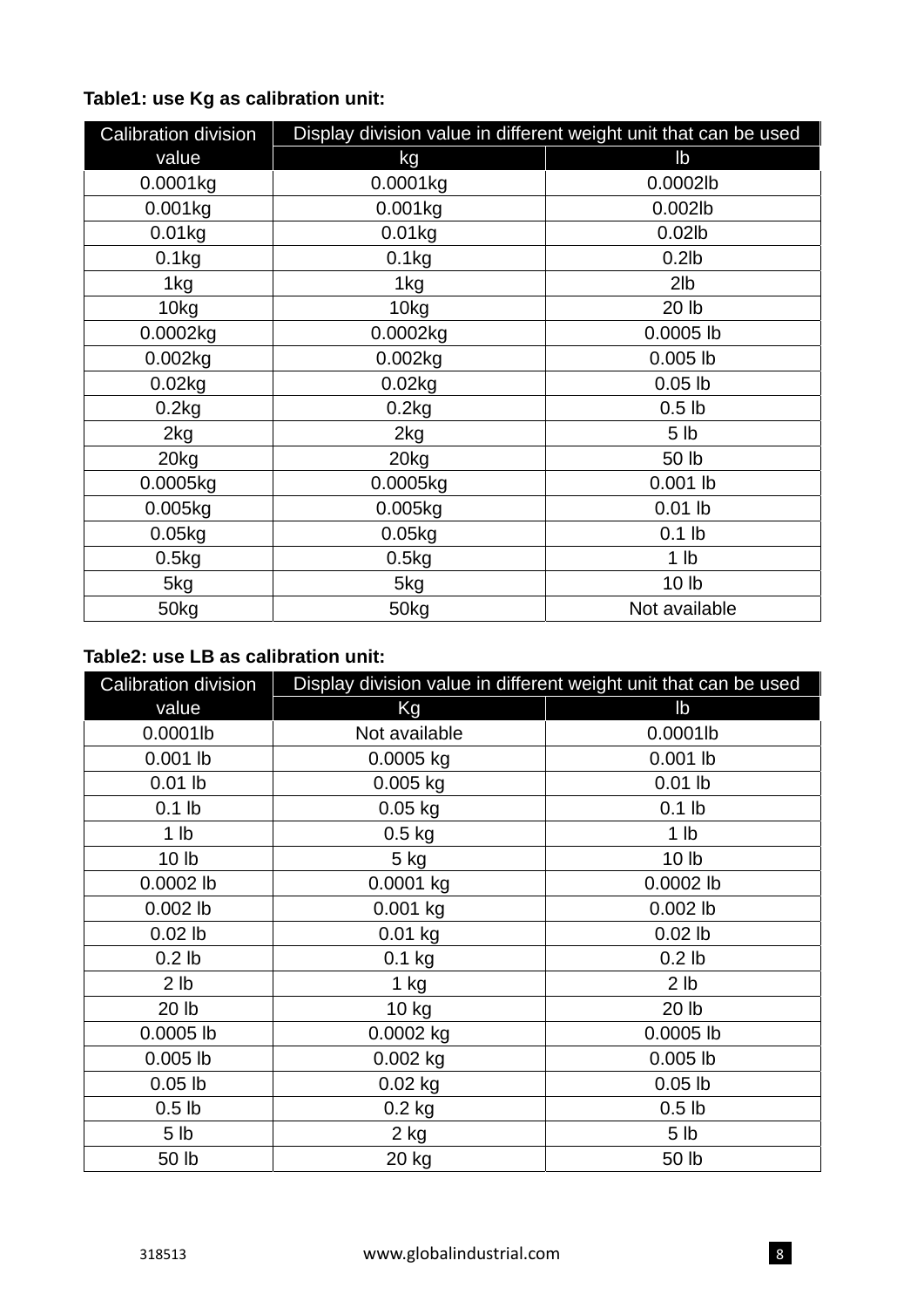**Table1: use Kg as calibration unit:**

| Calibration division value | Display division value in different weight unit that can be used | |
|---|---|---|
| | kg | lb |
| 0.0001kg | 0.0001kg | 0.0002lb |
| 0.001kg | 0.001kg | 0.002lb |
| 0.01kg | 0.01kg | 0.02lb |
| 0.1kg | 0.1kg | 0.2lb |
| 1kg | 1kg | 2lb |
| 10kg | 10kg | 20 lb |
| 0.0002kg | 0.0002kg | 0.0005 lb |
| 0.002kg | 0.002kg | 0.005 lb |
| 0.02kg | 0.02kg | 0.05 lb |
| 0.2kg | 0.2kg | 0.5 lb |
| 2kg | 2kg | 5 lb |
| 20kg | 20kg | 50 lb |
| 0.0005kg | 0.0005kg | 0.001 lb |
| 0.005kg | 0.005kg | 0.01 lb |
| 0.05kg | 0.05kg | 0.1 lb |
| 0.5kg | 0.5kg | 1 lb |
| 5kg | 5kg | 10 lb |
| 50kg | 50kg | Not available |

**Table2: use LB as calibration unit:**

| Calibration division value | Display division value in different weight unit that can be used | |
|---|---|---|
| | Kg | lb |
| 0.0001lb | Not available | 0.0001lb |
| 0.001 lb | 0.0005 kg | 0.001 lb |
| 0.01 lb | 0.005 kg | 0.01 lb |
| 0.1 lb | 0.05 kg | 0.1 lb |
| 1 lb | 0.5 kg | 1 lb |
| 10 lb | 5 kg | 10 lb |
| 0.0002 lb | 0.0001 kg | 0.0002 lb |
| 0.002 lb | 0.001 kg | 0.002 lb |
| 0.02 lb | 0.01 kg | 0.02 lb |
| 0.2 lb | 0.1 kg | 0.2 lb |
| 2 lb | 1 kg | 2 lb |
| 20 lb | 10 kg | 20 lb |
| 0.0005 lb | 0.0002 kg | 0.0005 lb |
| 0.005 lb | 0.002 kg | 0.005 lb |
| 0.05 lb | 0.02 kg | 0.05 lb |
| 0.5 lb | 0.2 kg | 0.5 lb |
| 5 lb | 2 kg | 5 lb |
| 50 lb | 20 kg | 50 lb |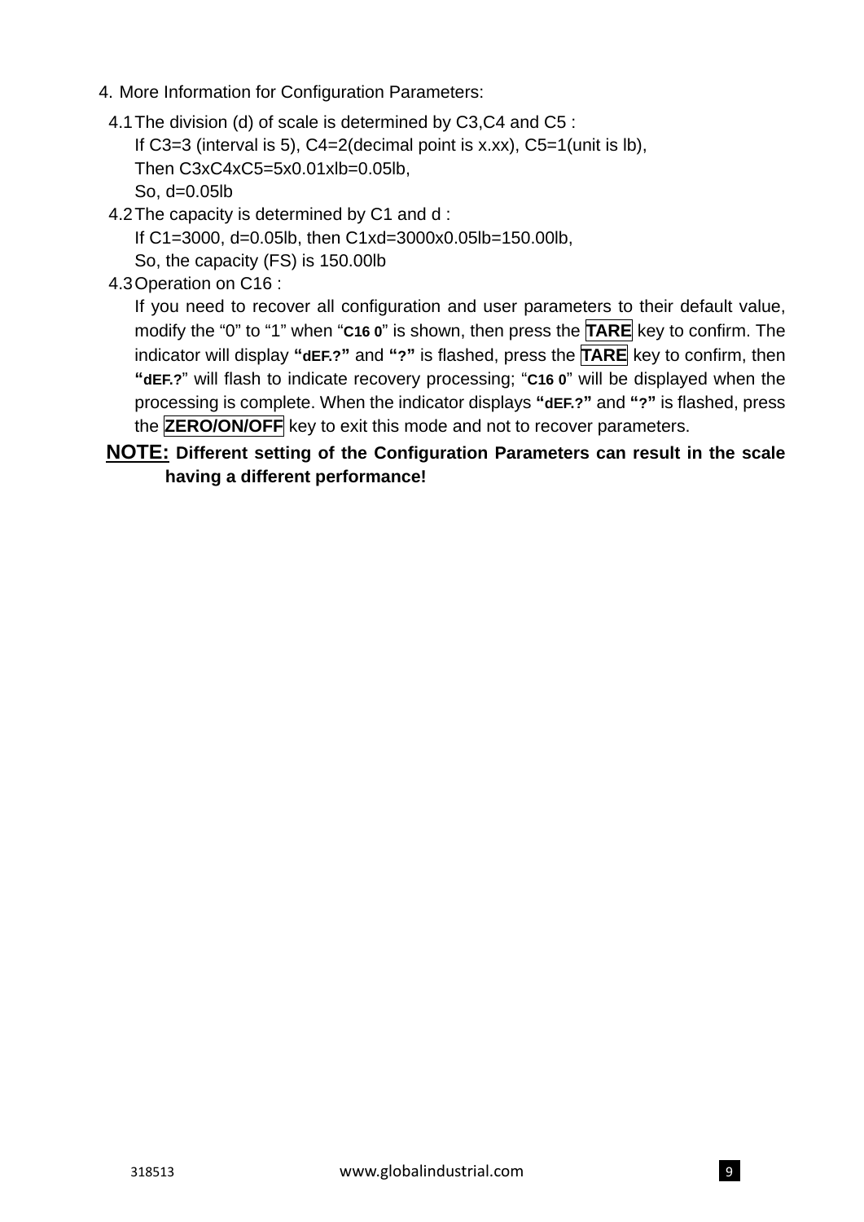4. More Information for Configuration Parameters:

4.1 The division (d) of scale is determined by C3,C4 and C5 :
If C3=3 (interval is 5), C4=2(decimal point is x.xx), C5=1(unit is lb),
Then C3xC4xC5=5x0.01xlb=0.05lb,
So, d=0.05lb

4.2 The capacity is determined by C1 and d :
If C1=3000, d=0.05lb, then C1xd=3000x0.05lb=150.00lb,
So, the capacity (FS) is 150.00lb

4.3 Operation on C16 :
If you need to recover all configuration and user parameters to their default value, modify the “0” to “1” when “**C16 0**” is shown, then press the **TARE** key to confirm. The indicator will display **“dEF.?”** and **“?”** is flashed, press the **TARE** key to confirm, then **“dEF.?”** will flash to indicate recovery processing; “**C16 0**” will be displayed when the processing is complete. When the indicator displays **“dEF.?”** and **“?”** is flashed, press the **ZERO/ON/OFF** key to exit this mode and not to recover parameters.

**NOTE: Different setting of the Configuration Parameters can result in the scale having a different performance!**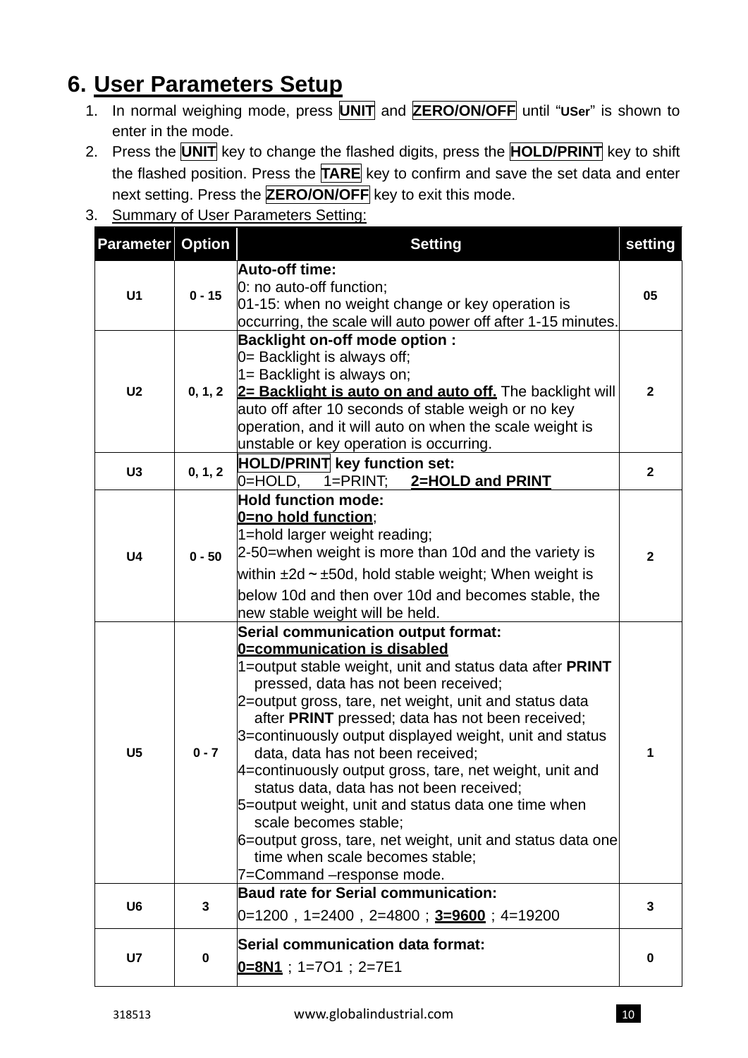## 6. User Parameters Setup

1. In normal weighing mode, press **UNIT** and **ZERO/ON/OFF** until "USer" is shown to enter in the mode.
2. Press the **UNIT** key to change the flashed digits, press the **HOLD/PRINT** key to shift the flashed position. Press the **TARE** key to confirm and save the set data and enter next setting. Press the **ZERO/ON/OFF** key to exit this mode.
3. Summary of User Parameters Setting:

| Parameter | Option | Setting | setting |
|---|---|---|---|
| U1 | 0 - 15 | **Auto-off time:**<br>0: no auto-off function;<br>01-15: when no weight change or key operation is occurring, the scale will auto power off after 1-15 minutes. | 05 |
| U2 | 0, 1, 2 | **Backlight on-off mode option :**<br>0= Backlight is always off;<br>1= Backlight is always on;<br>**2= Backlight is auto on and auto off.** The backlight will auto off after 10 seconds of stable weigh or no key operation, and it will auto on when the scale weight is unstable or key operation is occurring. | 2 |
| U3 | 0, 1, 2 | **HOLD/PRINT key function set:**<br>0=HOLD, 1=PRINT; **2=HOLD and PRINT** | 2 |
| U4 | 0 - 50 | **Hold function mode:**<br>**0=no hold function**;<br>1=hold larger weight reading;<br>2-50=when weight is more than 10d and the variety is within ±2d～±50d, hold stable weight; When weight is below 10d and then over 10d and becomes stable, the new stable weight will be held. | 2 |
| U5 | 0 - 7 | **Serial communication output format:**<br>**0=communication is disabled**<br>1=output stable weight, unit and status data after **PRINT** pressed, data has not been received;<br>2=output gross, tare, net weight, unit and status data after **PRINT** pressed; data has not been received;<br>3=continuously output displayed weight, unit and status data, data has not been received;<br>4=continuously output gross, tare, net weight, unit and status data, data has not been received;<br>5=output weight, unit and status data one time when scale becomes stable;<br>6=output gross, tare, net weight, unit and status data one time when scale becomes stable;<br>7=Command –response mode. | 1 |
| U6 | 3 | **Baud rate for Serial communication:**<br>0=1200，1=2400，2=4800；**3=9600**；4=19200 | 3 |
| U7 | 0 | **Serial communication data format:**<br>**0=8N1**；1=7O1；2=7E1 | 0 |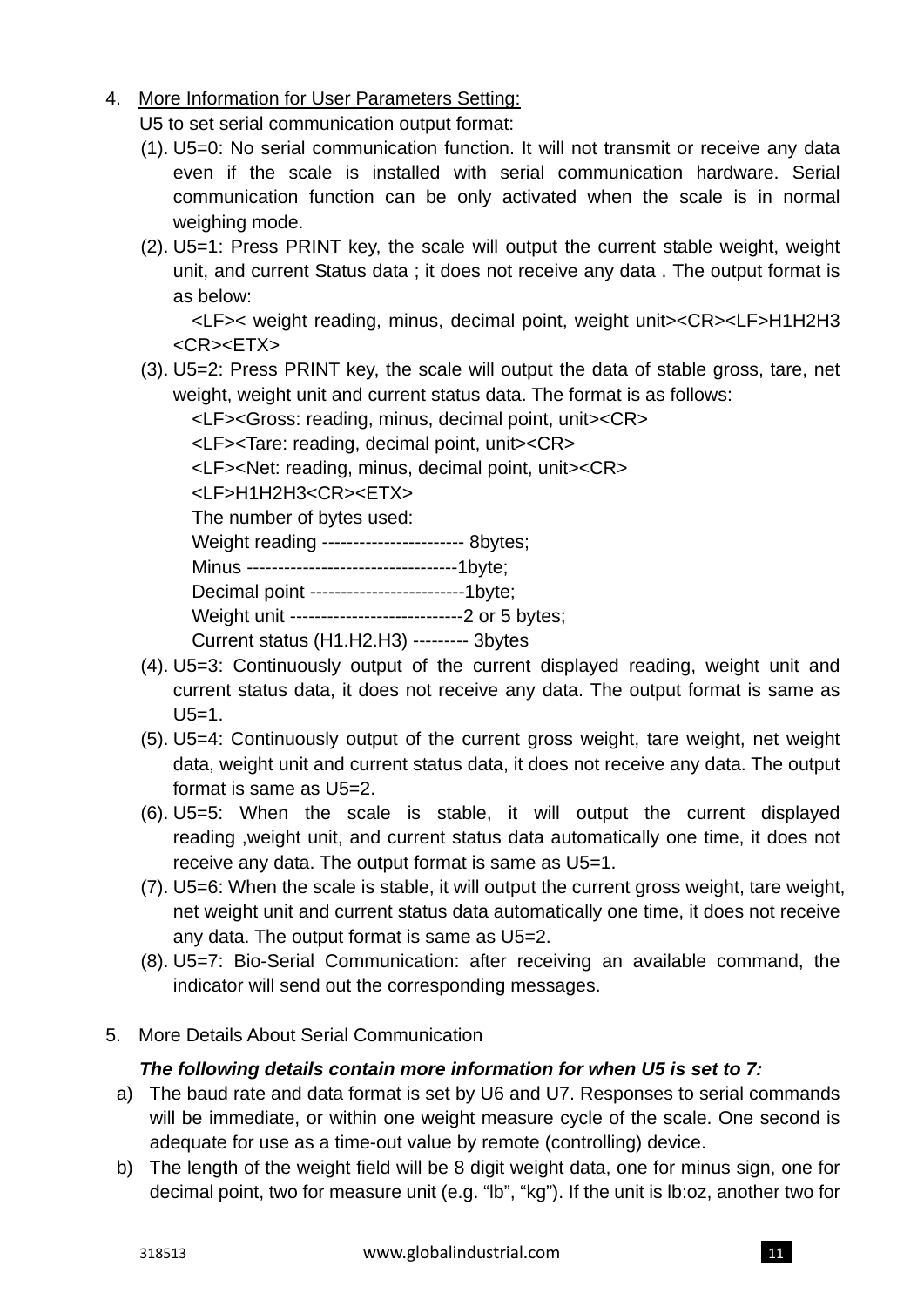4. <u>More Information for User Parameters Setting:</u>

   U5 to set serial communication output format:

   (1). U5=0: No serial communication function. It will not transmit or receive any data even if the scale is installed with serial communication hardware. Serial communication function can be only activated when the scale is in normal weighing mode.

   (2). U5=1: Press PRINT key, the scale will output the current stable weight, weight unit, and current Status data ; it does not receive any data . The output format is as below:

   <LF>< weight reading, minus, decimal point, weight unit><CR><LF>H1H2H3 <CR><ETX>

   (3). U5=2: Press PRINT key, the scale will output the data of stable gross, tare, net weight, weight unit and current status data. The format is as follows:

   <LF><Gross: reading, minus, decimal point, unit><CR>
   <LF><Tare: reading, decimal point, unit><CR>
   <LF><Net: reading, minus, decimal point, unit><CR>
   <LF>H1H2H3<CR><ETX>
   The number of bytes used:
   Weight reading ----------------------- 8bytes;
   Minus ----------------------------------1byte;
   Decimal point -------------------------1byte;
   Weight unit ----------------------------2 or 5 bytes;
   Current status (H1.H2.H3) --------- 3bytes

   (4). U5=3: Continuously output of the current displayed reading, weight unit and current status data, it does not receive any data. The output format is same as U5=1.

   (5). U5=4: Continuously output of the current gross weight, tare weight, net weight data, weight unit and current status data, it does not receive any data. The output format is same as U5=2.

   (6). U5=5: When the scale is stable, it will output the current displayed reading ,weight unit, and current status data automatically one time, it does not receive any data. The output format is same as U5=1.

   (7). U5=6: When the scale is stable, it will output the current gross weight, tare weight, net weight unit and current status data automatically one time, it does not receive any data. The output format is same as U5=2.

   (8). U5=7: Bio-Serial Communication: after receiving an available command, the indicator will send out the corresponding messages.

5. More Details About Serial Communication

   ***The following details contain more information for when U5 is set to 7:***

   a) The baud rate and data format is set by U6 and U7. Responses to serial commands will be immediate, or within one weight measure cycle of the scale. One second is adequate for use as a time-out value by remote (controlling) device.

   b) The length of the weight field will be 8 digit weight data, one for minus sign, one for decimal point, two for measure unit (e.g. “lb”, “kg”). If the unit is lb:oz, another two for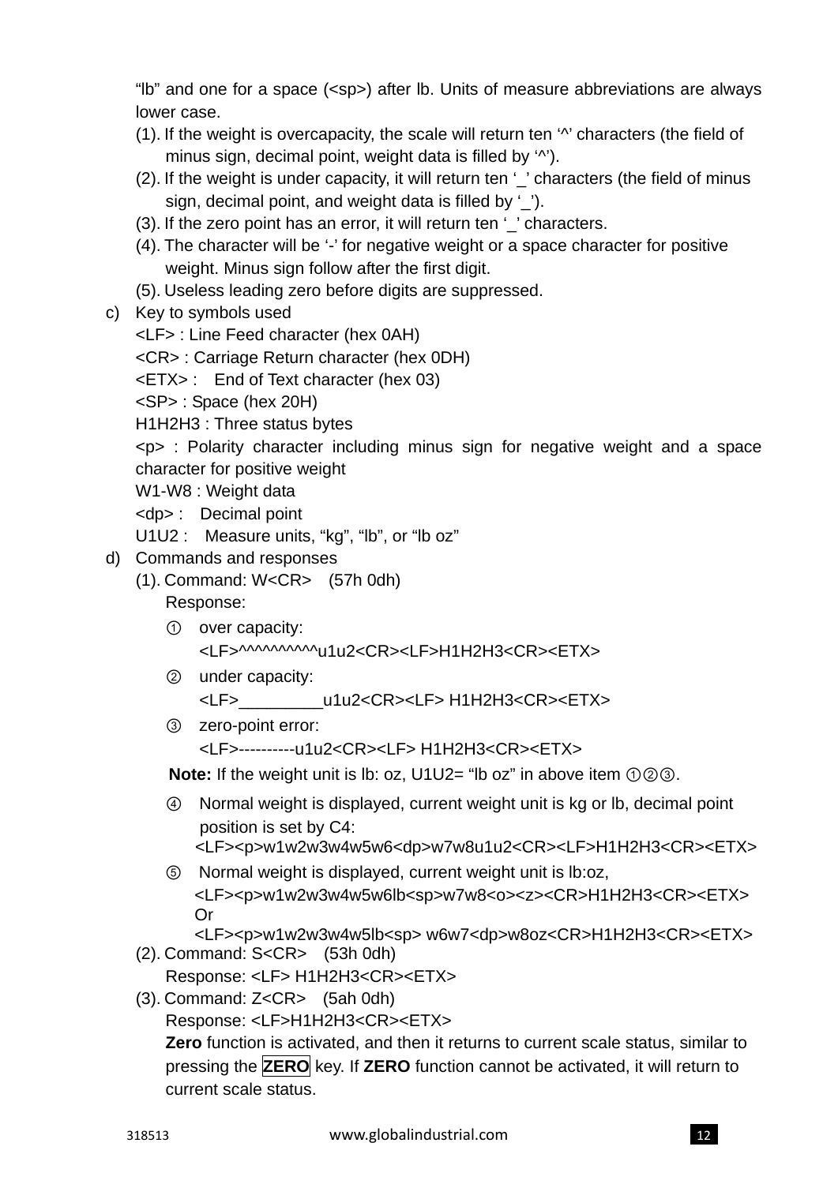"lb" and one for a space (<sp>) after lb. Units of measure abbreviations are always lower case.

(1). If the weight is overcapacity, the scale will return ten '^' characters (the field of minus sign, decimal point, weight data is filled by '^').

(2). If the weight is under capacity, it will return ten '_' characters (the field of minus sign, decimal point, and weight data is filled by '_').

(3). If the zero point has an error, it will return ten '_' characters.

(4). The character will be '-' for negative weight or a space character for positive weight. Minus sign follow after the first digit.

(5). Useless leading zero before digits are suppressed.

c) Key to symbols used

<LF> : Line Feed character (hex 0AH)

<CR> : Carriage Return character (hex 0DH)

<ETX> : End of Text character (hex 03)

<SP> : Space (hex 20H)

H1H2H3 : Three status bytes

<p> : Polarity character including minus sign for negative weight and a space character for positive weight

W1-W8 : Weight data

<dp> : Decimal point

U1U2 : Measure units, "kg", "lb", or "lb oz"

d) Commands and responses

(1). Command: W<CR> (57h 0dh)

Response:

① over capacity:
<LF>^^^^^^^^^^u1u2<CR><LF>H1H2H3<CR><ETX>

② under capacity:
<LF>_________u1u2<CR><LF> H1H2H3<CR><ETX>

③ zero-point error:
<LF>----------u1u2<CR><LF> H1H2H3<CR><ETX>

**Note:** If the weight unit is lb: oz, U1U2= "lb oz" in above item ①②③.

④ Normal weight is displayed, current weight unit is kg or lb, decimal point position is set by C4:
<LF><p>w1w2w3w4w5w6<dp>w7w8u1u2<CR><LF>H1H2H3<CR><ETX>

⑤ Normal weight is displayed, current weight unit is lb:oz,
<LF><p>w1w2w3w4w5w6lb<sp>w7w8<o><z><CR>H1H2H3<CR><ETX>
Or
<LF><p>w1w2w3w4w5lb<sp> w6w7<dp>w8oz<CR>H1H2H3<CR><ETX>

(2). Command: S<CR> (53h 0dh)

Response: <LF> H1H2H3<CR><ETX>

(3). Command: Z<CR> (5ah 0dh)

Response: <LF>H1H2H3<CR><ETX>

**Zero** function is activated, and then it returns to current scale status, similar to pressing the **ZERO** key. If **ZERO** function cannot be activated, it will return to current scale status.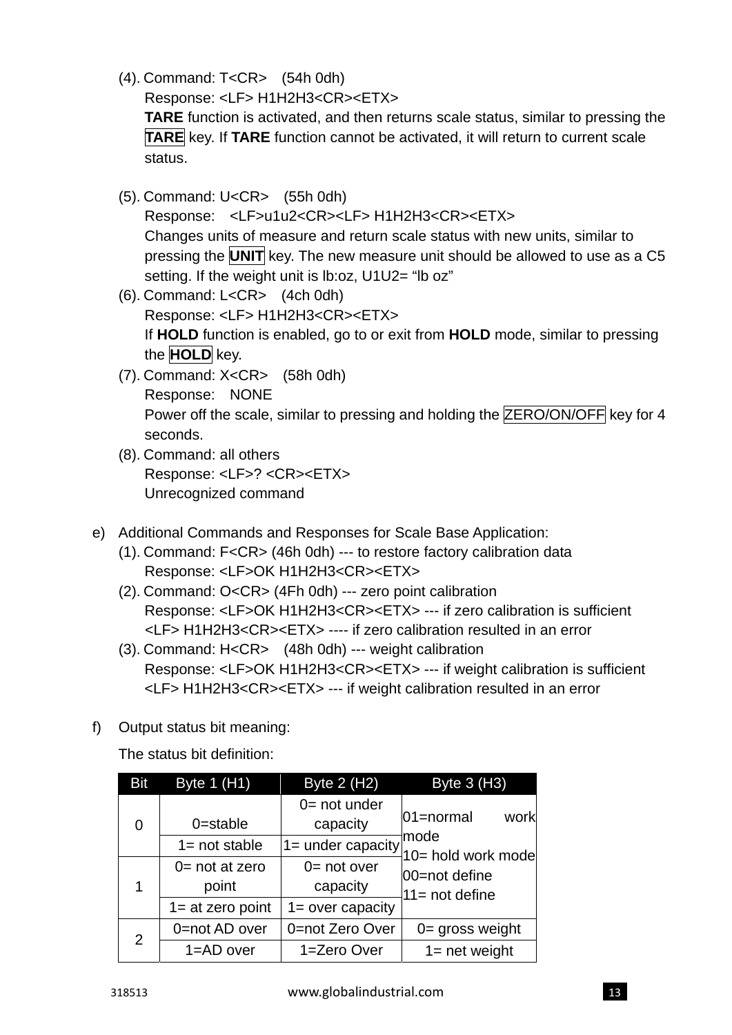(4). Command: T<CR>　(54h 0dh)

Response: <LF> H1H2H3<CR><ETX>

**TARE** function is activated, and then returns scale status, similar to pressing the **TARE** key. If **TARE** function cannot be activated, it will return to current scale status.

(5). Command: U<CR>　(55h 0dh)

Response:　<LF>u1u2<CR><LF> H1H2H3<CR><ETX>

Changes units of measure and return scale status with new units, similar to pressing the **UNIT** key. The new measure unit should be allowed to use as a C5 setting. If the weight unit is lb:oz, U1U2= “lb oz”

(6). Command: L<CR>　(4ch 0dh)

Response: <LF> H1H2H3<CR><ETX>

If **HOLD** function is enabled, go to or exit from **HOLD** mode, similar to pressing the **HOLD** key.

(7). Command: X<CR>　(58h 0dh)

Response:　NONE

Power off the scale, similar to pressing and holding the ZERO/ON/OFF key for 4 seconds.

(8). Command: all others

Response: <LF>? <CR><ETX>

Unrecognized command

e) Additional Commands and Responses for Scale Base Application:

(1). Command: F<CR> (46h 0dh) --- to restore factory calibration data

Response: <LF>OK H1H2H3<CR><ETX>

(2). Command: O<CR> (4Fh 0dh) --- zero point calibration

Response: <LF>OK H1H2H3<CR><ETX> --- if zero calibration is sufficient

<LF> H1H2H3<CR><ETX> ---- if zero calibration resulted in an error

(3). Command: H<CR>　(48h 0dh) --- weight calibration

Response: <LF>OK H1H2H3<CR><ETX> --- if weight calibration is sufficient

<LF> H1H2H3<CR><ETX> --- if weight calibration resulted in an error

f) Output status bit meaning:

The status bit definition:

| Bit | Byte 1 (H1) | Byte 2 (H2) | Byte 3 (H3) |
|---|---|---|---|
| 0 | 0=stable | 0= not under capacity | 01=normal work mode<br>10= hold work mode<br>00=not define<br>11= not define |
| | 1= not stable | 1= under capacity | |
| 1 | 0= not at zero point | 0= not over capacity | |
| | 1= at zero point | 1= over capacity | |
| 2 | 0=not AD over | 0=not Zero Over | 0= gross weight |
| | 1=AD over | 1=Zero Over | 1= net weight |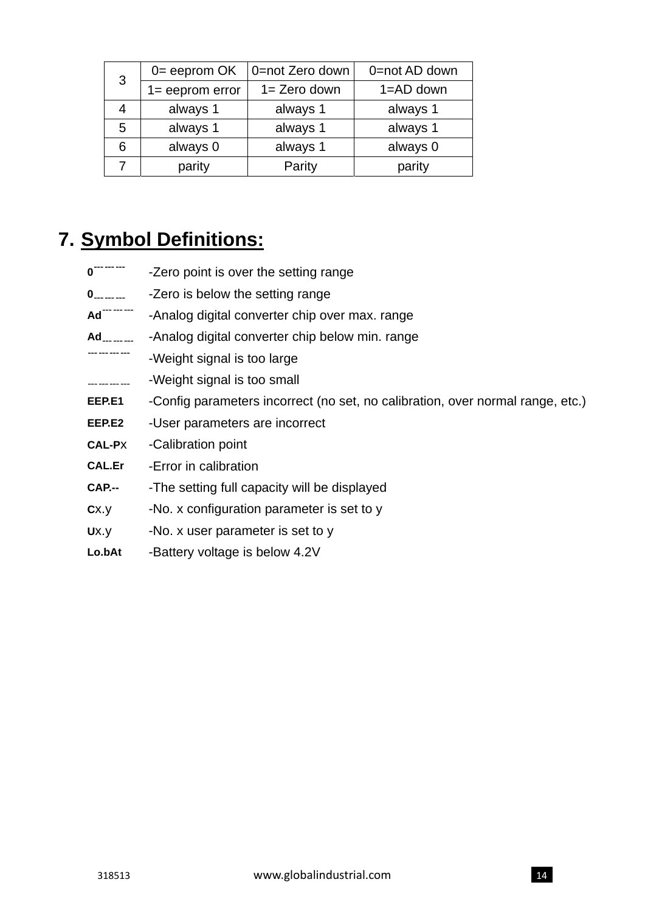| 3 | 0= eeprom OK | 0=not Zero down | 0=not AD down |
|---|---|---|---|
| | 1= eeprom error | 1= Zero down | 1=AD down |
| 4 | always 1 | always 1 | always 1 |
| 5 | always 1 | always 1 | always 1 |
| 6 | always 0 | always 1 | always 0 |
| 7 | parity | Parity | parity |

## 7. Symbol Definitions:

| | |
|---|---|
| **0‾‾‾‾** | -Zero point is over the setting range |
| **0____** | -Zero is below the setting range |
| **Ad‾‾‾‾** | -Analog digital converter chip over max. range |
| **Ad____** | -Analog digital converter chip below min. range |
| ‾‾‾‾‾‾ | -Weight signal is too large |
| ______ | -Weight signal is too small |
| **EEP.E1** | -Config parameters incorrect (no set, no calibration, over normal range, etc.) |
| **EEP.E2** | -User parameters are incorrect |
| **CAL-P**x | -Calibration point |
| **CAL.Er** | -Error in calibration |
| **CAP.--** | -The setting full capacity will be displayed |
| **C**x.y | -No. x configuration parameter is set to y |
| **U**x.y | -No. x user parameter is set to y |
| **Lo.bAt** | -Battery voltage is below 4.2V |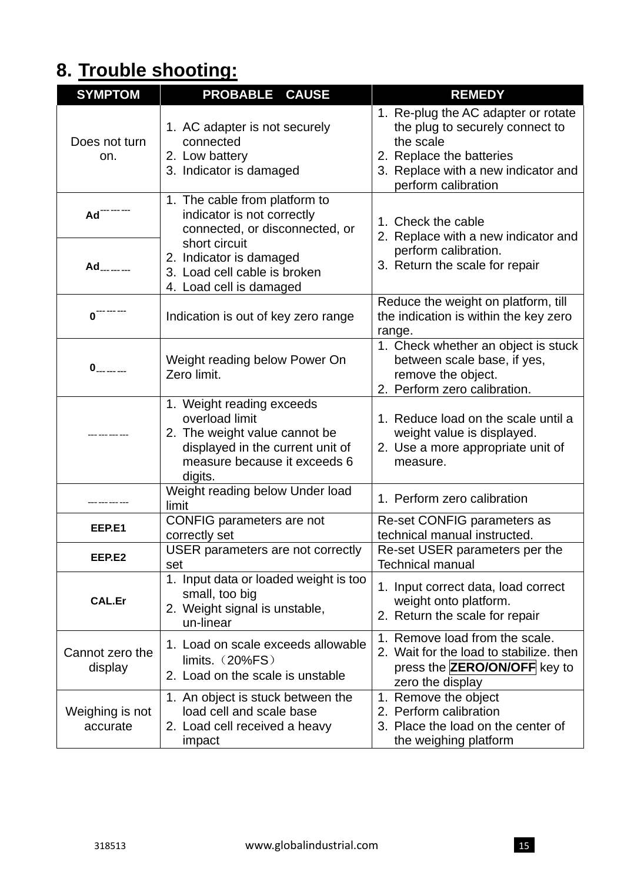# 8. Trouble shooting:

| SYMPTOM | PROBABLE CAUSE | REMEDY |
|---|---|---|
| Does not turn on. | 1. AC adapter is not securely connected<br>2. Low battery<br>3. Indicator is damaged | 1. Re-plug the AC adapter or rotate the plug to securely connect to the scale<br>2. Replace the batteries<br>3. Replace with a new indicator and perform calibration |
| Ad‾‾‾‾‾‾ | 1. The cable from platform to indicator is not correctly connected, or disconnected, or short circuit<br>2. Indicator is damaged<br>3. Load cell cable is broken<br>4. Load cell is damaged | 1. Check the cable<br>2. Replace with a new indicator and perform calibration.<br>3. Return the scale for repair |
| Ad______ | 1. The cable from platform to indicator is not correctly connected, or disconnected, or short circuit<br>2. Indicator is damaged<br>3. Load cell cable is broken<br>4. Load cell is damaged | 1. Check the cable<br>2. Replace with a new indicator and perform calibration.<br>3. Return the scale for repair |
| 0‾‾‾‾‾‾ | Indication is out of key zero range | Reduce the weight on platform, till the indication is within the key zero range. |
| 0______ | Weight reading below Power On Zero limit. | 1. Check whether an object is stuck between scale base, if yes, remove the object.<br>2. Perform zero calibration. |
| ‾‾‾‾‾‾‾‾ | 1. Weight reading exceeds overload limit<br>2. The weight value cannot be displayed in the current unit of measure because it exceeds 6 digits. | 1. Reduce load on the scale until a weight value is displayed.<br>2. Use a more appropriate unit of measure. |
| ________ | Weight reading below Under load limit | 1. Perform zero calibration |
| EEP.E1 | CONFIG parameters are not correctly set | Re-set CONFIG parameters as technical manual instructed. |
| EEP.E2 | USER parameters are not correctly set | Re-set USER parameters per the Technical manual |
| CAL.Er | 1. Input data or loaded weight is too small, too big<br>2. Weight signal is unstable, un-linear | 1. Input correct data, load correct weight onto platform.<br>2. Return the scale for repair |
| Cannot zero the display | 1. Load on scale exceeds allowable limits.（20%FS）<br>2. Load on the scale is unstable | 1. Remove load from the scale.<br>2. Wait for the load to stabilize. then press the **ZERO/ON/OFF** key to zero the display |
| Weighing is not accurate | 1. An object is stuck between the load cell and scale base<br>2. Load cell received a heavy impact | 1. Remove the object<br>2. Perform calibration<br>3. Place the load on the center of the weighing platform |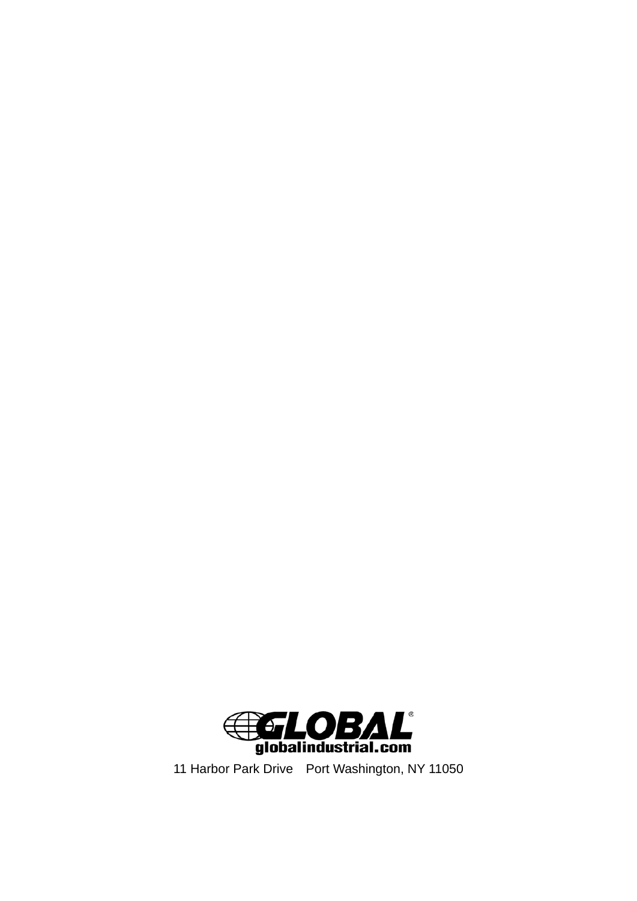GLOBAL®

globalindustrial.com

11 Harbor Park Drive    Port Washington, NY 11050